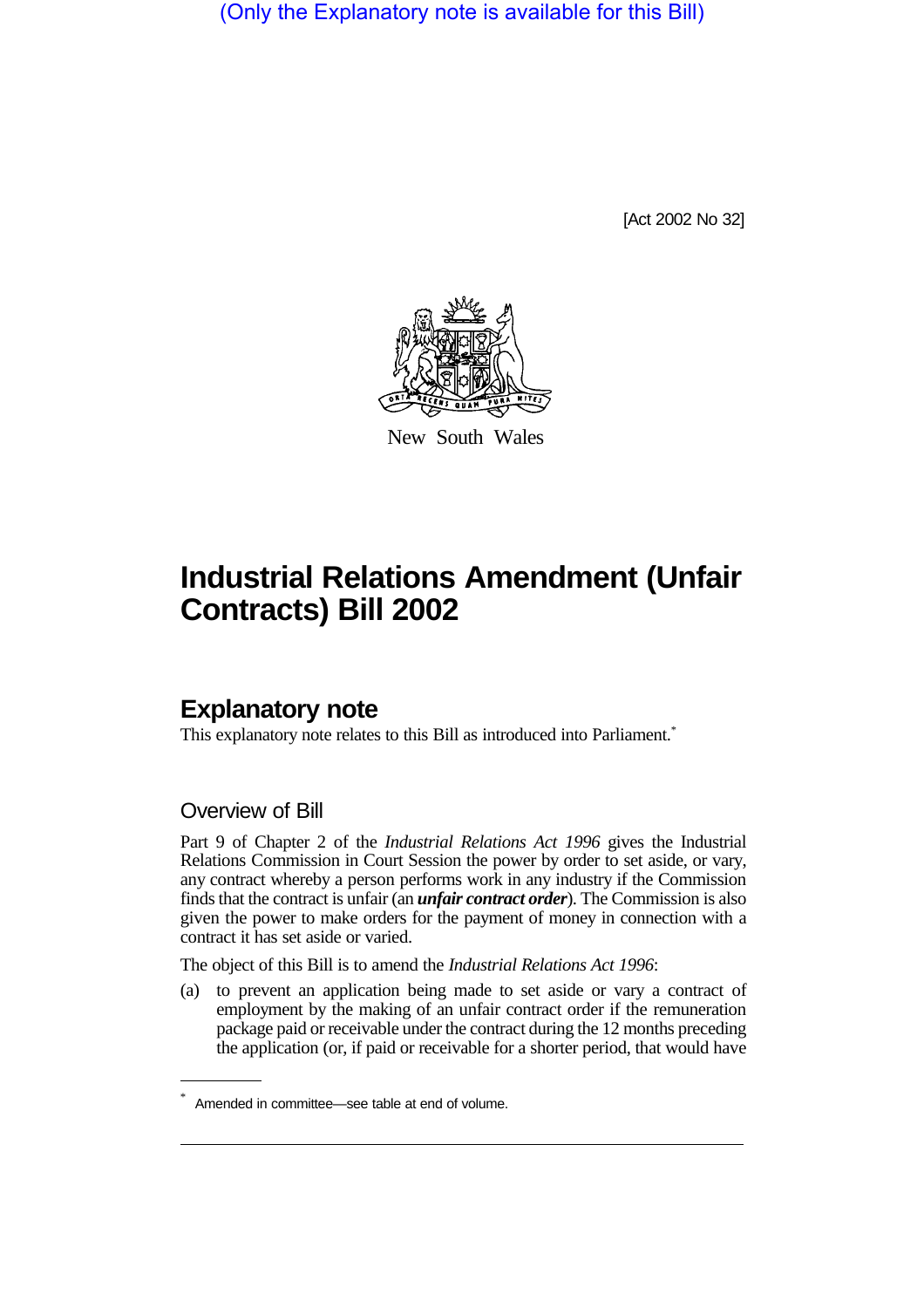(Only the Explanatory note is available for this Bill)

[Act 2002 No 32]

New South Wales

# Industrial Relations Amendment (Unfair Contracts) Bill 2002

## Explanatory note

This explanatory note relates to this Bill as introduced into Parliament.*

### Overview of Bill

Part 9 of Chapter 2 of the *Industrial Relations Act 1996* gives the Industrial Relations Commission in Court Session the power by order to set aside, or vary, any contract whereby a person performs work in any industry if the Commission finds that the contract is unfair (an ***unfair contract order***). The Commission is also given the power to make orders for the payment of money in connection with a contract it has set aside or varied.

The object of this Bill is to amend the *Industrial Relations Act 1996*:

(a) to prevent an application being made to set aside or vary a contract of employment by the making of an unfair contract order if the remuneration package paid or receivable under the contract during the 12 months preceding the application (or, if paid or receivable for a shorter period, that would have

* Amended in committee—see table at end of volume.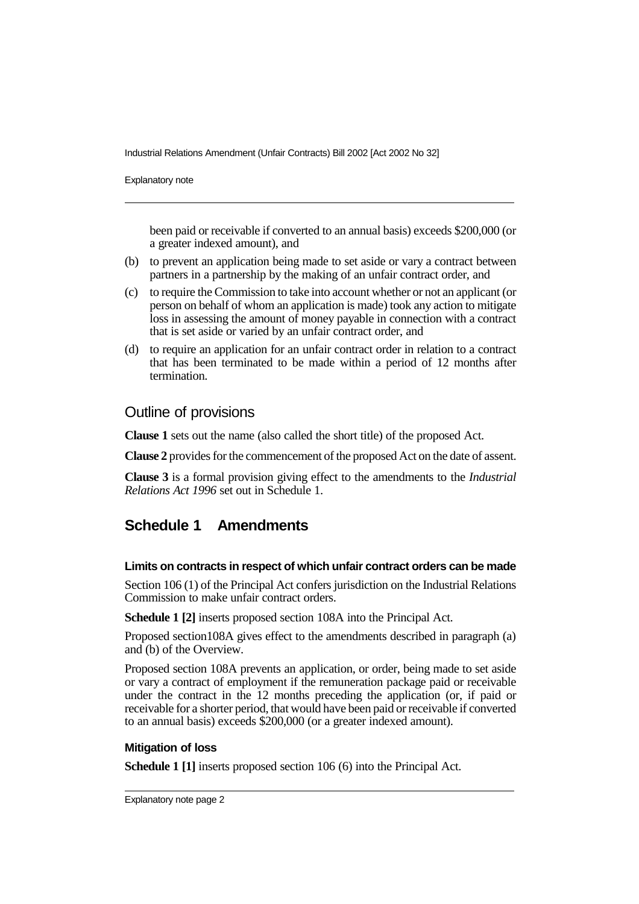been paid or receivable if converted to an annual basis) exceeds $200,000 (or a greater indexed amount), and

(b) to prevent an application being made to set aside or vary a contract between partners in a partnership by the making of an unfair contract order, and

(c) to require the Commission to take into account whether or not an applicant (or person on behalf of whom an application is made) took any action to mitigate loss in assessing the amount of money payable in connection with a contract that is set aside or varied by an unfair contract order, and

(d) to require an application for an unfair contract order in relation to a contract that has been terminated to be made within a period of 12 months after termination.

## Outline of provisions

**Clause 1** sets out the name (also called the short title) of the proposed Act.

**Clause 2** provides for the commencement of the proposed Act on the date of assent.

**Clause 3** is a formal provision giving effect to the amendments to the *Industrial Relations Act 1996* set out in Schedule 1.

## Schedule 1 Amendments

#### Limits on contracts in respect of which unfair contract orders can be made

Section 106 (1) of the Principal Act confers jurisdiction on the Industrial Relations Commission to make unfair contract orders.

**Schedule 1 [2]** inserts proposed section 108A into the Principal Act.

Proposed section108A gives effect to the amendments described in paragraph (a) and (b) of the Overview.

Proposed section 108A prevents an application, or order, being made to set aside or vary a contract of employment if the remuneration package paid or receivable under the contract in the 12 months preceding the application (or, if paid or receivable for a shorter period, that would have been paid or receivable if converted to an annual basis) exceeds $200,000 (or a greater indexed amount).

#### Mitigation of loss

**Schedule 1 [1]** inserts proposed section 106 (6) into the Principal Act.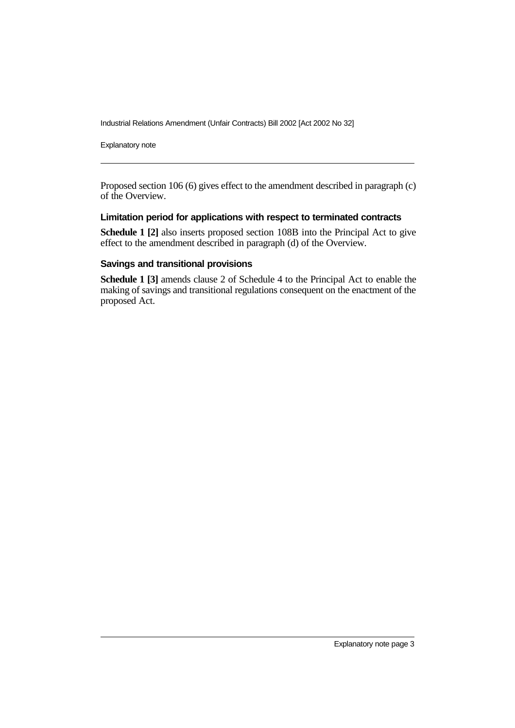Proposed section 106 (6) gives effect to the amendment described in paragraph (c) of the Overview.

### Limitation period for applications with respect to terminated contracts

**Schedule 1 [2]** also inserts proposed section 108B into the Principal Act to give effect to the amendment described in paragraph (d) of the Overview.

### Savings and transitional provisions

**Schedule 1 [3]** amends clause 2 of Schedule 4 to the Principal Act to enable the making of savings and transitional regulations consequent on the enactment of the proposed Act.